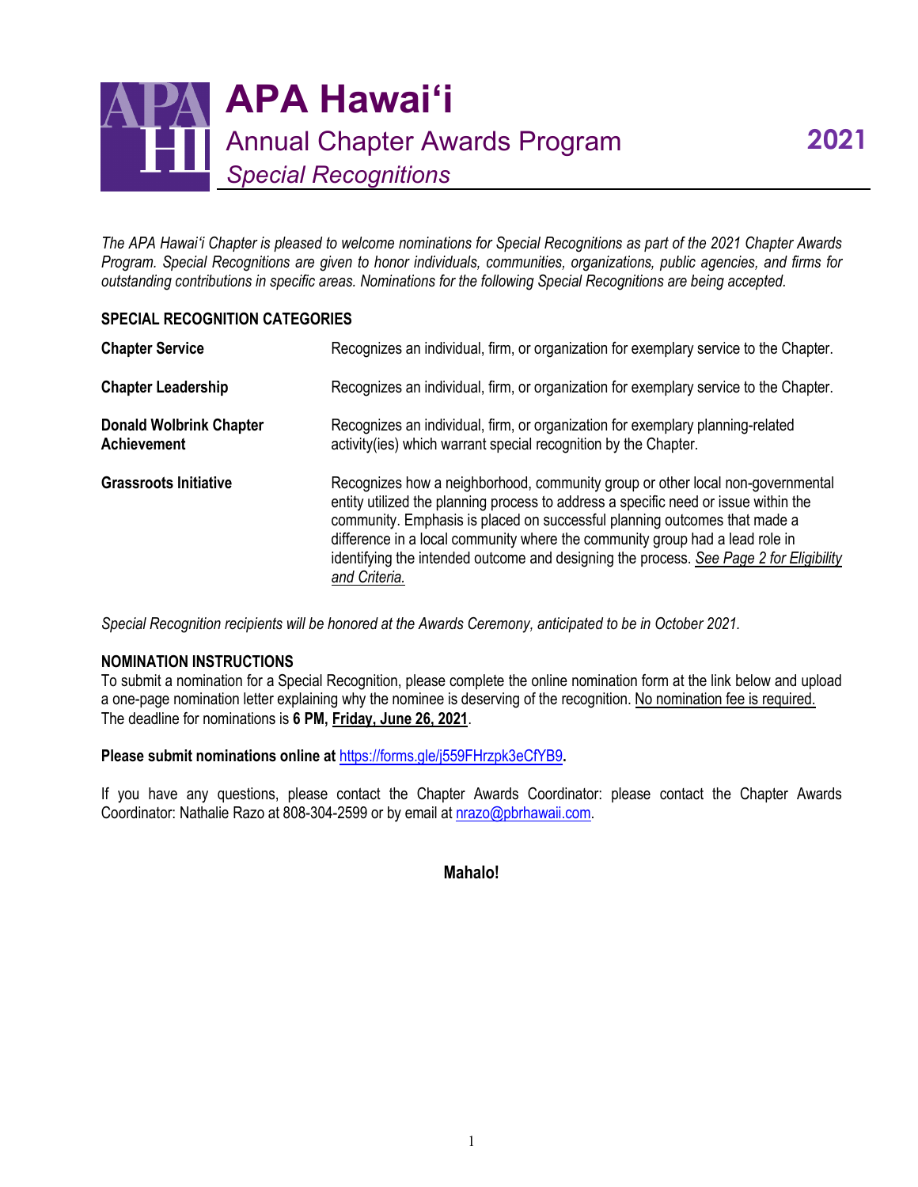# APA Hawaiʻi

## Annual Chapter Awards Program — 2021

### *Special Recognitions*

*The APA Hawaiʻi Chapter is pleased to welcome nominations for Special Recognitions as part of the 2021 Chapter Awards Program. Special Recognitions are given to honor individuals, communities, organizations, public agencies, and firms for outstanding contributions in specific areas. Nominations for the following Special Recognitions are being accepted.*

**SPECIAL RECOGNITION CATEGORIES**

| | |
|---|---|
| **Chapter Service** | Recognizes an individual, firm, or organization for exemplary service to the Chapter. |
| **Chapter Leadership** | Recognizes an individual, firm, or organization for exemplary service to the Chapter. |
| **Donald Wolbrink Chapter Achievement** | Recognizes an individual, firm, or organization for exemplary planning-related activity(ies) which warrant special recognition by the Chapter. |
| **Grassroots Initiative** | Recognizes how a neighborhood, community group or other local non-governmental entity utilized the planning process to address a specific need or issue within the community. Emphasis is placed on successful planning outcomes that made a difference in a local community where the community group had a lead role in identifying the intended outcome and designing the process. *See Page 2 for Eligibility and Criteria.* |

*Special Recognition recipients will be honored at the Awards Ceremony, anticipated to be in October 2021.*

**NOMINATION INSTRUCTIONS**

To submit a nomination for a Special Recognition, please complete the online nomination form at the link below and upload a one-page nomination letter explaining why the nominee is deserving of the recognition. No nomination fee is required. The deadline for nominations is **6 PM, Friday, June 26, 2021**.

**Please submit nominations online at** https://forms.gle/j559FHrzpk3eCfYB9**.**

If you have any questions, please contact the Chapter Awards Coordinator: please contact the Chapter Awards Coordinator: Nathalie Razo at 808-304-2599 or by email at nrazo@pbrhawaii.com.

**Mahalo!**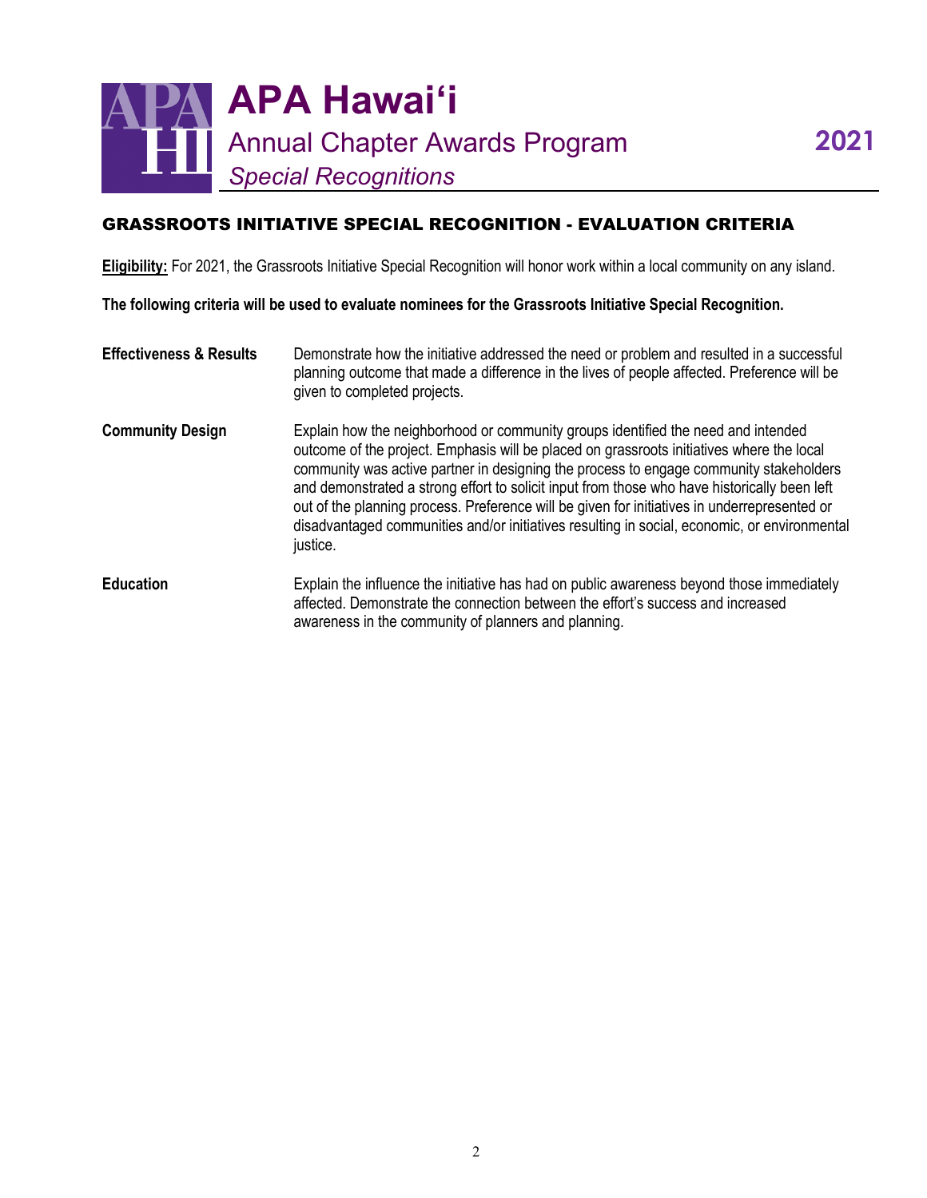# APA Hawai‘i

## Annual Chapter Awards Program 2021

*Special Recognitions*

### GRASSROOTS INITIATIVE SPECIAL RECOGNITION - EVALUATION CRITERIA

**Eligibility:** For 2021, the Grassroots Initiative Special Recognition will honor work within a local community on any island.

**The following criteria will be used to evaluate nominees for the Grassroots Initiative Special Recognition.**

| | |
|---|---|
| **Effectiveness & Results** | Demonstrate how the initiative addressed the need or problem and resulted in a successful planning outcome that made a difference in the lives of people affected. Preference will be given to completed projects. |
| **Community Design** | Explain how the neighborhood or community groups identified the need and intended outcome of the project. Emphasis will be placed on grassroots initiatives where the local community was active partner in designing the process to engage community stakeholders and demonstrated a strong effort to solicit input from those who have historically been left out of the planning process. Preference will be given for initiatives in underrepresented or disadvantaged communities and/or initiatives resulting in social, economic, or environmental justice. |
| **Education** | Explain the influence the initiative has had on public awareness beyond those immediately affected. Demonstrate the connection between the effort's success and increased awareness in the community of planners and planning. |